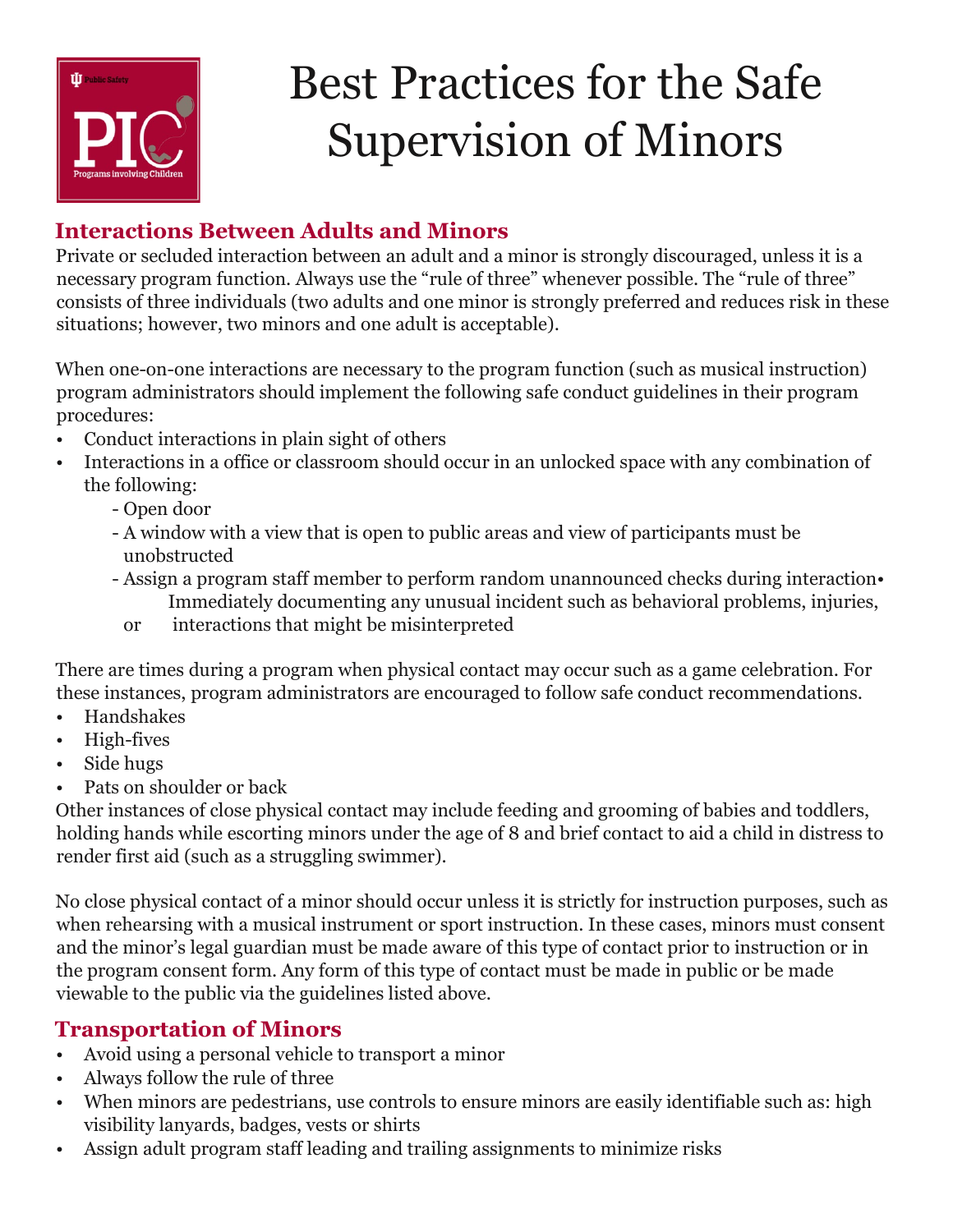# Best Practices for the Safe Supervision of Minors

## Interactions Between Adults and Minors

Private or secluded interaction between an adult and a minor is strongly discouraged, unless it is a necessary program function. Always use the "rule of three" whenever possible. The "rule of three" consists of three individuals (two adults and one minor is strongly preferred and reduces risk in these situations; however, two minors and one adult is acceptable).

When one-on-one interactions are necessary to the program function (such as musical instruction) program administrators should implement the following safe conduct guidelines in their program procedures:

- Conduct interactions in plain sight of others
- Interactions in a office or classroom should occur in an unlocked space with any combination of the following:
  - Open door
  - A window with a view that is open to public areas and view of participants must be unobstructed
  - Assign a program staff member to perform random unannounced checks during interaction
- Immediately documenting any unusual incident such as behavioral problems, injuries, or interactions that might be misinterpreted

There are times during a program when physical contact may occur such as a game celebration. For these instances, program administrators are encouraged to follow safe conduct recommendations.

- Handshakes
- High-fives
- Side hugs
- Pats on shoulder or back

Other instances of close physical contact may include feeding and grooming of babies and toddlers, holding hands while escorting minors under the age of 8 and brief contact to aid a child in distress to render first aid (such as a struggling swimmer).

No close physical contact of a minor should occur unless it is strictly for instruction purposes, such as when rehearsing with a musical instrument or sport instruction. In these cases, minors must consent and the minor's legal guardian must be made aware of this type of contact prior to instruction or in the program consent form. Any form of this type of contact must be made in public or be made viewable to the public via the guidelines listed above.

## Transportation of Minors

- Avoid using a personal vehicle to transport a minor
- Always follow the rule of three
- When minors are pedestrians, use controls to ensure minors are easily identifiable such as: high visibility lanyards, badges, vests or shirts
- Assign adult program staff leading and trailing assignments to minimize risks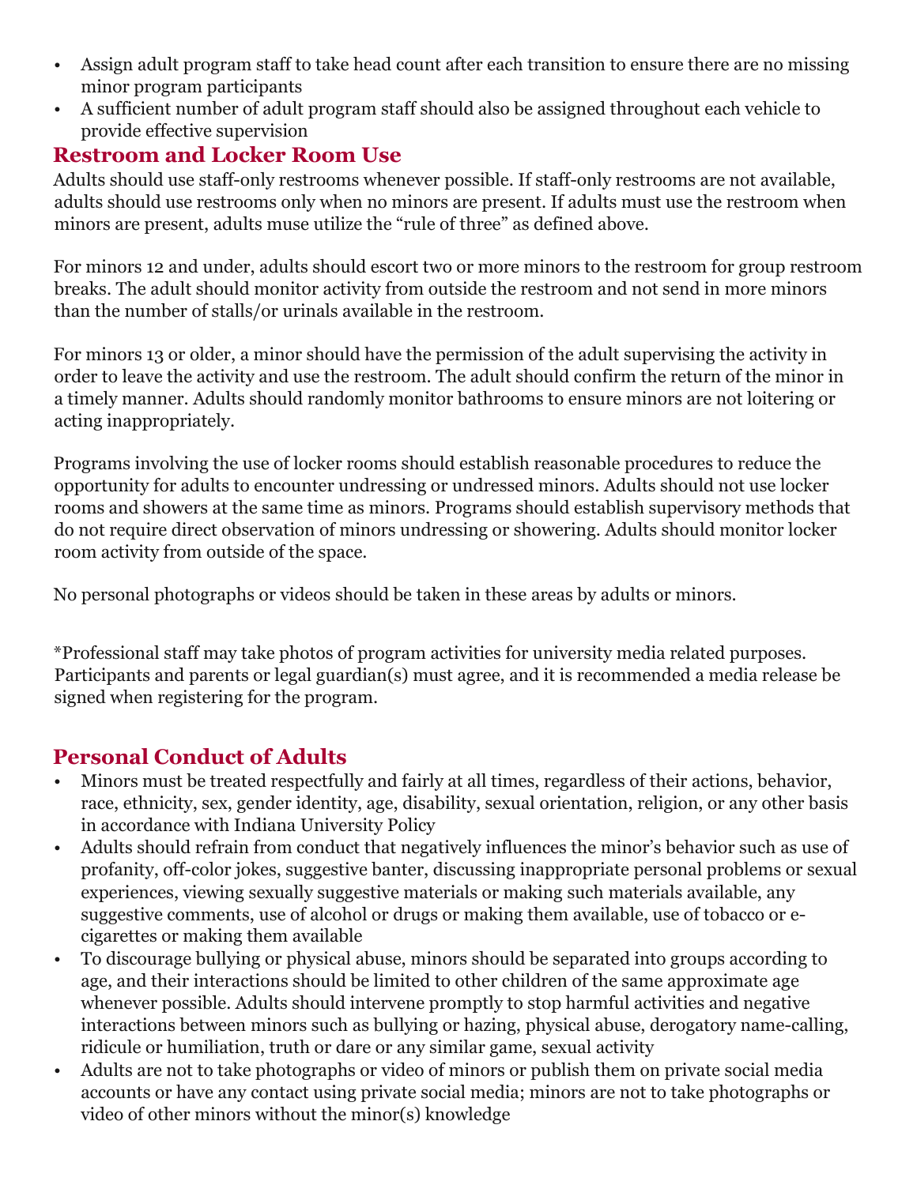- Assign adult program staff to take head count after each transition to ensure there are no missing minor program participants
- A sufficient number of adult program staff should also be assigned throughout each vehicle to provide effective supervision

## Restroom and Locker Room Use

Adults should use staff-only restrooms whenever possible. If staff-only restrooms are not available, adults should use restrooms only when no minors are present. If adults must use the restroom when minors are present, adults muse utilize the "rule of three" as defined above.

For minors 12 and under, adults should escort two or more minors to the restroom for group restroom breaks. The adult should monitor activity from outside the restroom and not send in more minors than the number of stalls/or urinals available in the restroom.

For minors 13 or older, a minor should have the permission of the adult supervising the activity in order to leave the activity and use the restroom. The adult should confirm the return of the minor in a timely manner. Adults should randomly monitor bathrooms to ensure minors are not loitering or acting inappropriately.

Programs involving the use of locker rooms should establish reasonable procedures to reduce the opportunity for adults to encounter undressing or undressed minors. Adults should not use locker rooms and showers at the same time as minors. Programs should establish supervisory methods that do not require direct observation of minors undressing or showering. Adults should monitor locker room activity from outside of the space.

No personal photographs or videos should be taken in these areas by adults or minors.

*Professional staff may take photos of program activities for university media related purposes. Participants and parents or legal guardian(s) must agree, and it is recommended a media release be signed when registering for the program.

## Personal Conduct of Adults

- Minors must be treated respectfully and fairly at all times, regardless of their actions, behavior, race, ethnicity, sex, gender identity, age, disability, sexual orientation, religion, or any other basis in accordance with Indiana University Policy
- Adults should refrain from conduct that negatively influences the minor's behavior such as use of profanity, off-color jokes, suggestive banter, discussing inappropriate personal problems or sexual experiences, viewing sexually suggestive materials or making such materials available, any suggestive comments, use of alcohol or drugs or making them available, use of tobacco or e-cigarettes or making them available
- To discourage bullying or physical abuse, minors should be separated into groups according to age, and their interactions should be limited to other children of the same approximate age whenever possible. Adults should intervene promptly to stop harmful activities and negative interactions between minors such as bullying or hazing, physical abuse, derogatory name-calling, ridicule or humiliation, truth or dare or any similar game, sexual activity
- Adults are not to take photographs or video of minors or publish them on private social media accounts or have any contact using private social media; minors are not to take photographs or video of other minors without the minor(s) knowledge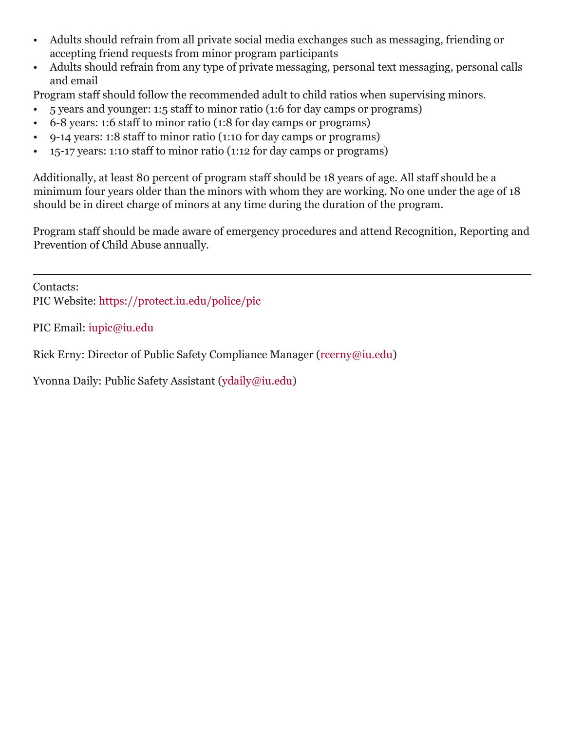- Adults should refrain from all private social media exchanges such as messaging, friending or accepting friend requests from minor program participants
- Adults should refrain from any type of private messaging, personal text messaging, personal calls and email

Program staff should follow the recommended adult to child ratios when supervising minors.

- 5 years and younger: 1:5 staff to minor ratio (1:6 for day camps or programs)
- 6-8 years: 1:6 staff to minor ratio (1:8 for day camps or programs)
- 9-14 years: 1:8 staff to minor ratio (1:10 for day camps or programs)
- 15-17 years: 1:10 staff to minor ratio (1:12 for day camps or programs)

Additionally, at least 80 percent of program staff should be 18 years of age. All staff should be a minimum four years older than the minors with whom they are working. No one under the age of 18 should be in direct charge of minors at any time during the duration of the program.

Program staff should be made aware of emergency procedures and attend Recognition, Reporting and Prevention of Child Abuse annually.

---

Contacts:
PIC Website: https://protect.iu.edu/police/pic

PIC Email: iupic@iu.edu

Rick Erny: Director of Public Safety Compliance Manager (rcerny@iu.edu)

Yvonna Daily: Public Safety Assistant (ydaily@iu.edu)